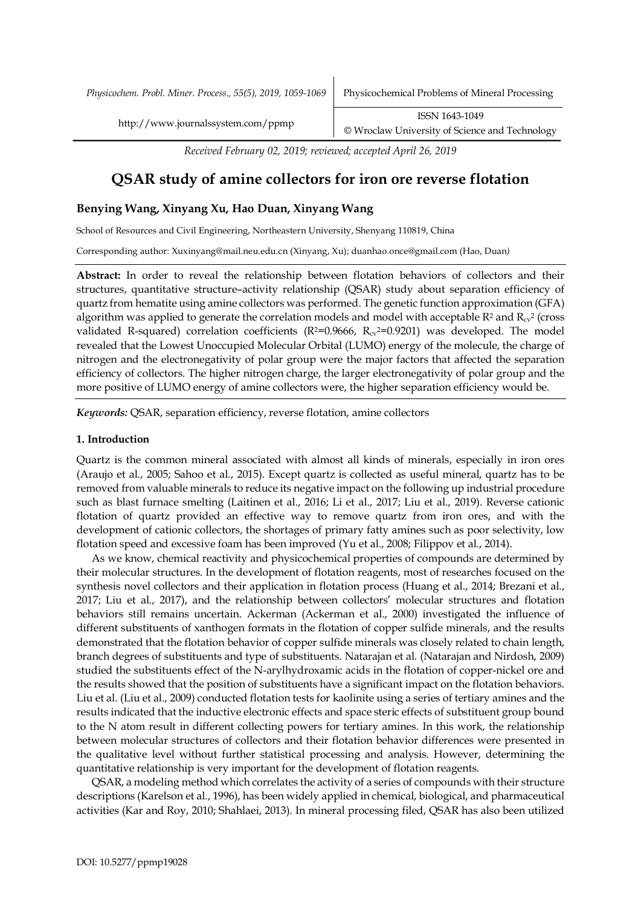*Received February 02, 2019; reviewed; accepted April 26, 2019*

# QSAR study of amine collectors for iron ore reverse flotation

**Benying Wang, Xinyang Xu, Hao Duan, Xinyang Wang**

School of Resources and Civil Engineering, Northeastern University, Shenyang 110819, China

Corresponding author: Xuxinyang@mail.neu.edu.cn (Xinyang, Xu); duanhao.once@gmail.com (Hao, Duan)

**Abstract:** In order to reveal the relationship between flotation behaviors of collectors and their structures, quantitative structure–activity relationship (QSAR) study about separation efficiency of quartz from hematite using amine collectors was performed. The genetic function approximation (GFA) algorithm was applied to generate the correlation models and model with acceptable $R^2$ and $R_{cv}^2$ (cross validated R-squared) correlation coefficients ($R^2$=0.9666, $R_{cv}^2$=0.9201) was developed. The model revealed that the Lowest Unoccupied Molecular Orbital (LUMO) energy of the molecule, the charge of nitrogen and the electronegativity of polar group were the major factors that affected the separation efficiency of collectors. The higher nitrogen charge, the larger electronegativity of polar group and the more positive of LUMO energy of amine collectors were, the higher separation efficiency would be.

***Keywords:*** QSAR, separation efficiency, reverse flotation, amine collectors

## 1. Introduction

Quartz is the common mineral associated with almost all kinds of minerals, especially in iron ores (Araujo et al., 2005; Sahoo et al., 2015). Except quartz is collected as useful mineral, quartz has to be removed from valuable minerals to reduce its negative impact on the following up industrial procedure such as blast furnace smelting (Laitinen et al., 2016; Li et al., 2017; Liu et al., 2019). Reverse cationic flotation of quartz provided an effective way to remove quartz from iron ores, and with the development of cationic collectors, the shortages of primary fatty amines such as poor selectivity, low flotation speed and excessive foam has been improved (Yu et al., 2008; Filippov et al., 2014).

As we know, chemical reactivity and physicochemical properties of compounds are determined by their molecular structures. In the development of flotation reagents, most of researches focused on the synthesis novel collectors and their application in flotation process (Huang et al., 2014; Brezani et al., 2017; Liu et al., 2017), and the relationship between collectors' molecular structures and flotation behaviors still remains uncertain. Ackerman (Ackerman et al., 2000) investigated the influence of different substituents of xanthogen formats in the flotation of copper sulfide minerals, and the results demonstrated that the flotation behavior of copper sulfide minerals was closely related to chain length, branch degrees of substituents and type of substituents. Natarajan et al. (Natarajan and Nirdosh, 2009) studied the substituents effect of the N-arylhydroxamic acids in the flotation of copper-nickel ore and the results showed that the position of substituents have a significant impact on the flotation behaviors. Liu et al. (Liu et al., 2009) conducted flotation tests for kaolinite using a series of tertiary amines and the results indicated that the inductive electronic effects and space steric effects of substituent group bound to the N atom result in different collecting powers for tertiary amines. In this work, the relationship between molecular structures of collectors and their flotation behavior differences were presented in the qualitative level without further statistical processing and analysis. However, determining the quantitative relationship is very important for the development of flotation reagents.

QSAR, a modeling method which correlates the activity of a series of compounds with their structure descriptions (Karelson et al., 1996), has been widely applied in chemical, biological, and pharmaceutical activities (Kar and Roy, 2010; Shahlaei, 2013). In mineral processing filed, QSAR has also been utilized

DOI: 10.5277/ppmp19028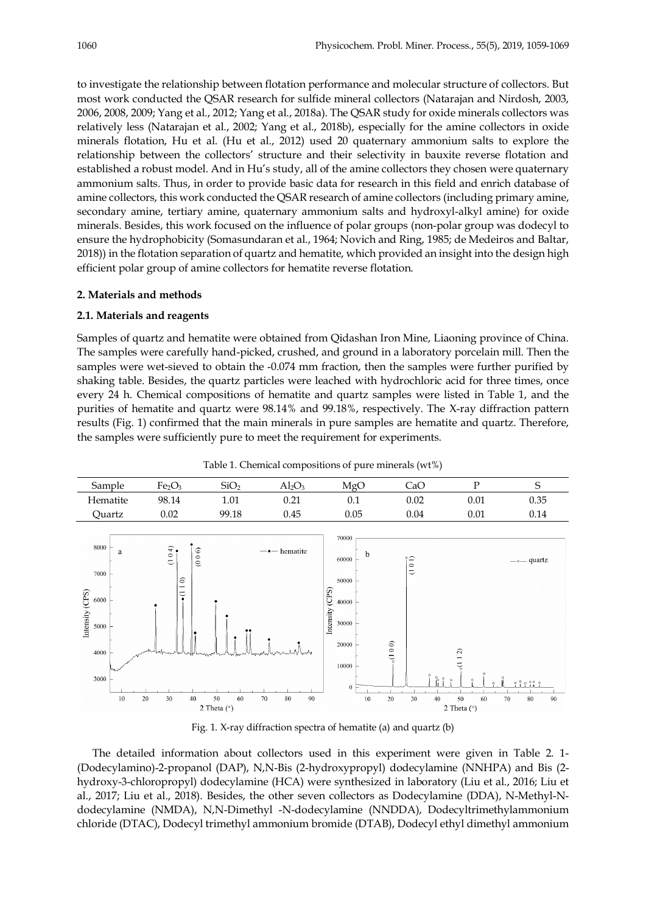to investigate the relationship between flotation performance and molecular structure of collectors. But most work conducted the QSAR research for sulfide mineral collectors (Natarajan and Nirdosh, 2003, 2006, 2008, 2009; Yang et al., 2012; Yang et al., 2018a). The QSAR study for oxide minerals collectors was relatively less (Natarajan et al., 2002; Yang et al., 2018b), especially for the amine collectors in oxide minerals flotation, Hu et al. (Hu et al., 2012) used 20 quaternary ammonium salts to explore the relationship between the collectors' structure and their selectivity in bauxite reverse flotation and established a robust model. And in Hu's study, all of the amine collectors they chosen were quaternary ammonium salts. Thus, in order to provide basic data for research in this field and enrich database of amine collectors, this work conducted the QSAR research of amine collectors (including primary amine, secondary amine, tertiary amine, quaternary ammonium salts and hydroxyl-alkyl amine) for oxide minerals. Besides, this work focused on the influence of polar groups (non-polar group was dodecyl to ensure the hydrophobicity (Somasundaran et al., 1964; Novich and Ring, 1985; de Medeiros and Baltar, 2018)) in the flotation separation of quartz and hematite, which provided an insight into the design high efficient polar group of amine collectors for hematite reverse flotation.

## 2. Materials and methods

### 2.1. Materials and reagents

Samples of quartz and hematite were obtained from Qidashan Iron Mine, Liaoning province of China. The samples were carefully hand-picked, crushed, and ground in a laboratory porcelain mill. Then the samples were wet-sieved to obtain the -0.074 mm fraction, then the samples were further purified by shaking table. Besides, the quartz particles were leached with hydrochloric acid for three times, once every 24 h. Chemical compositions of hematite and quartz samples were listed in Table 1, and the purities of hematite and quartz were 98.14% and 99.18%, respectively. The X-ray diffraction pattern results (Fig. 1) confirmed that the main minerals in pure samples are hematite and quartz. Therefore, the samples were sufficiently pure to meet the requirement for experiments.

Table 1. Chemical compositions of pure minerals (wt%)

| Sample | $Fe_2O_3$ | $SiO_2$ | $Al_2O_3$ | MgO | CaO | P | S |
|---|---|---|---|---|---|---|---|
| Hematite | 98.14 | 1.01 | 0.21 | 0.1 | 0.02 | 0.01 | 0.35 |
| Quartz | 0.02 | 99.18 | 0.45 | 0.05 | 0.04 | 0.01 | 0.14 |

Fig. 1. X-ray diffraction spectra of hematite (a) and quartz (b)

The detailed information about collectors used in this experiment were given in Table 2. 1-(Dodecylamino)-2-propanol (DAP), N,N-Bis (2-hydroxypropyl) dodecylamine (NNHPA) and Bis (2-hydroxy-3-chloropropyl) dodecylamine (HCA) were synthesized in laboratory (Liu et al., 2016; Liu et al., 2017; Liu et al., 2018). Besides, the other seven collectors as Dodecylamine (DDA), N-Methyl-N-dodecylamine (NMDA), N,N-Dimethyl -N-dodecylamine (NNDDA), Dodecyltrimethylammonium chloride (DTAC), Dodecyl trimethyl ammonium bromide (DTAB), Dodecyl ethyl dimethyl ammonium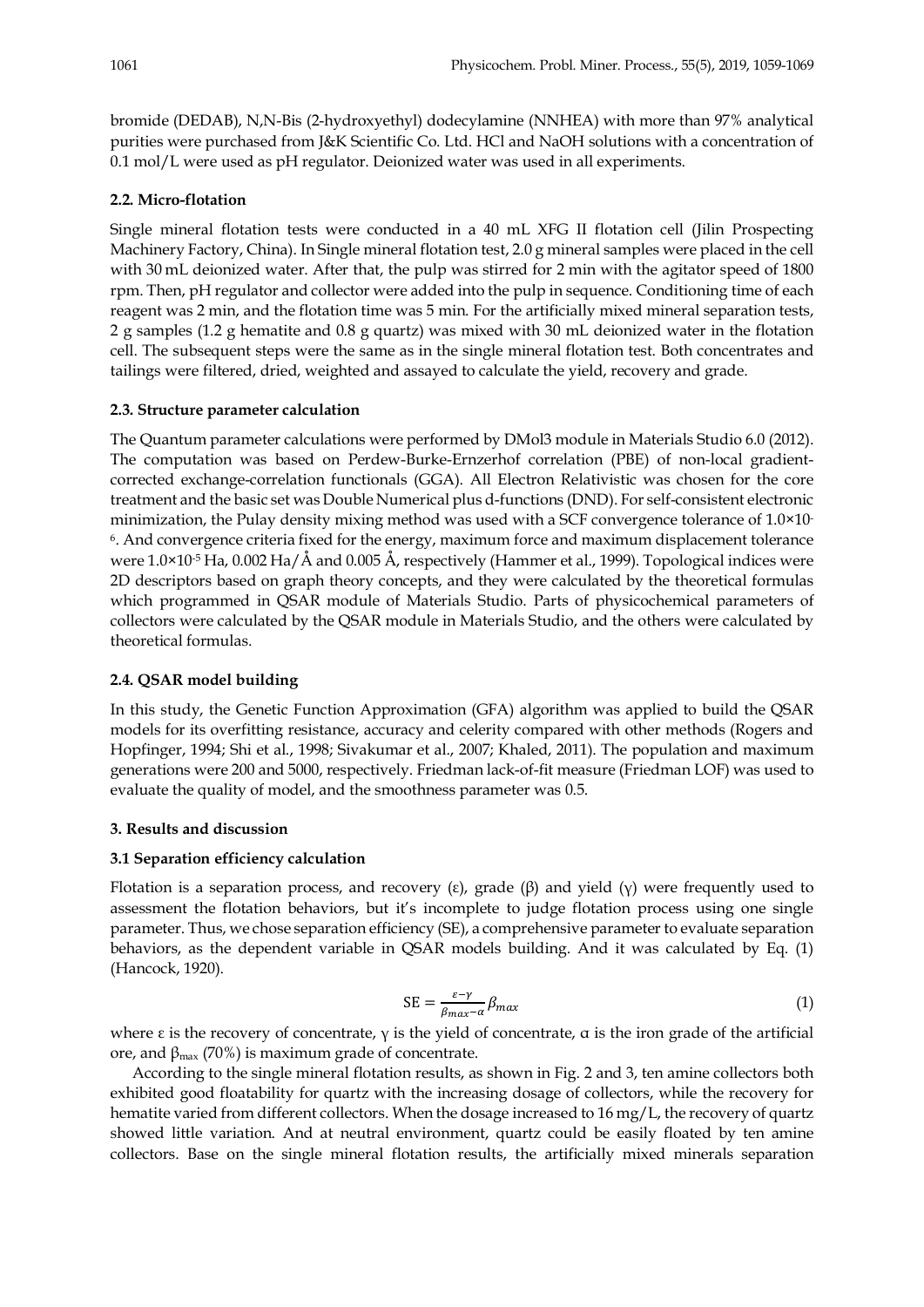bromide (DEDAB), N,N-Bis (2-hydroxyethyl) dodecylamine (NNHEA) with more than 97% analytical purities were purchased from J&K Scientific Co. Ltd. HCl and NaOH solutions with a concentration of 0.1 mol/L were used as pH regulator. Deionized water was used in all experiments.

### 2.2. Micro-flotation

Single mineral flotation tests were conducted in a 40 mL XFG II flotation cell (Jilin Prospecting Machinery Factory, China). In Single mineral flotation test, 2.0 g mineral samples were placed in the cell with 30 mL deionized water. After that, the pulp was stirred for 2 min with the agitator speed of 1800 rpm. Then, pH regulator and collector were added into the pulp in sequence. Conditioning time of each reagent was 2 min, and the flotation time was 5 min. For the artificially mixed mineral separation tests, 2 g samples (1.2 g hematite and 0.8 g quartz) was mixed with 30 mL deionized water in the flotation cell. The subsequent steps were the same as in the single mineral flotation test. Both concentrates and tailings were filtered, dried, weighted and assayed to calculate the yield, recovery and grade.

### 2.3. Structure parameter calculation

The Quantum parameter calculations were performed by DMol3 module in Materials Studio 6.0 (2012). The computation was based on Perdew-Burke-Ernzerhof correlation (PBE) of non-local gradient-corrected exchange-correlation functionals (GGA). All Electron Relativistic was chosen for the core treatment and the basic set was Double Numerical plus d-functions (DND). For self-consistent electronic minimization, the Pulay density mixing method was used with a SCF convergence tolerance of $1.0\times10^{-6}$. And convergence criteria fixed for the energy, maximum force and maximum displacement tolerance were $1.0\times10^{-5}$ Ha, 0.002 Ha/Å and 0.005 Å, respectively (Hammer et al., 1999). Topological indices were 2D descriptors based on graph theory concepts, and they were calculated by the theoretical formulas which programmed in QSAR module of Materials Studio. Parts of physicochemical parameters of collectors were calculated by the QSAR module in Materials Studio, and the others were calculated by theoretical formulas.

### 2.4. QSAR model building

In this study, the Genetic Function Approximation (GFA) algorithm was applied to build the QSAR models for its overfitting resistance, accuracy and celerity compared with other methods (Rogers and Hopfinger, 1994; Shi et al., 1998; Sivakumar et al., 2007; Khaled, 2011). The population and maximum generations were 200 and 5000, respectively. Friedman lack-of-fit measure (Friedman LOF) was used to evaluate the quality of model, and the smoothness parameter was 0.5.

## 3. Results and discussion

### 3.1 Separation efficiency calculation

Flotation is a separation process, and recovery ($\varepsilon$), grade ($\beta$) and yield ($\gamma$) were frequently used to assessment the flotation behaviors, but it's incomplete to judge flotation process using one single parameter. Thus, we chose separation efficiency (SE), a comprehensive parameter to evaluate separation behaviors, as the dependent variable in QSAR models building. And it was calculated by Eq. (1) (Hancock, 1920).

$$\mathrm{SE} = \frac{\varepsilon - \gamma}{\beta_{max} - \alpha}\beta_{max} \tag{1}$$

where $\varepsilon$ is the recovery of concentrate, $\gamma$ is the yield of concentrate, $\alpha$ is the iron grade of the artificial ore, and $\beta_{max}$ (70%) is maximum grade of concentrate.

According to the single mineral flotation results, as shown in Fig. 2 and 3, ten amine collectors both exhibited good floatability for quartz with the increasing dosage of collectors, while the recovery for hematite varied from different collectors. When the dosage increased to 16 mg/L, the recovery of quartz showed little variation. And at neutral environment, quartz could be easily floated by ten amine collectors. Base on the single mineral flotation results, the artificially mixed minerals separation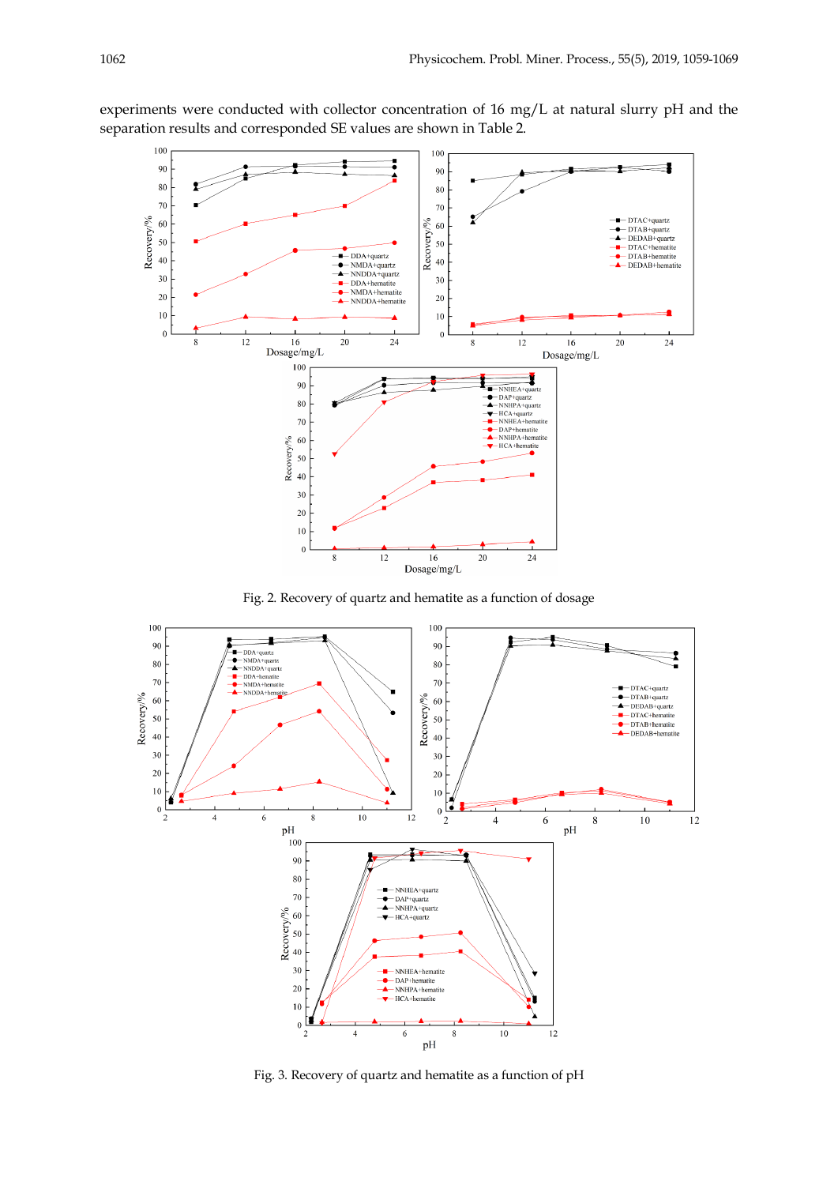experiments were conducted with collector concentration of 16 mg/L at natural slurry pH and the separation results and corresponded SE values are shown in Table 2.

Fig. 2. Recovery of quartz and hematite as a function of dosage

Fig. 3. Recovery of quartz and hematite as a function of pH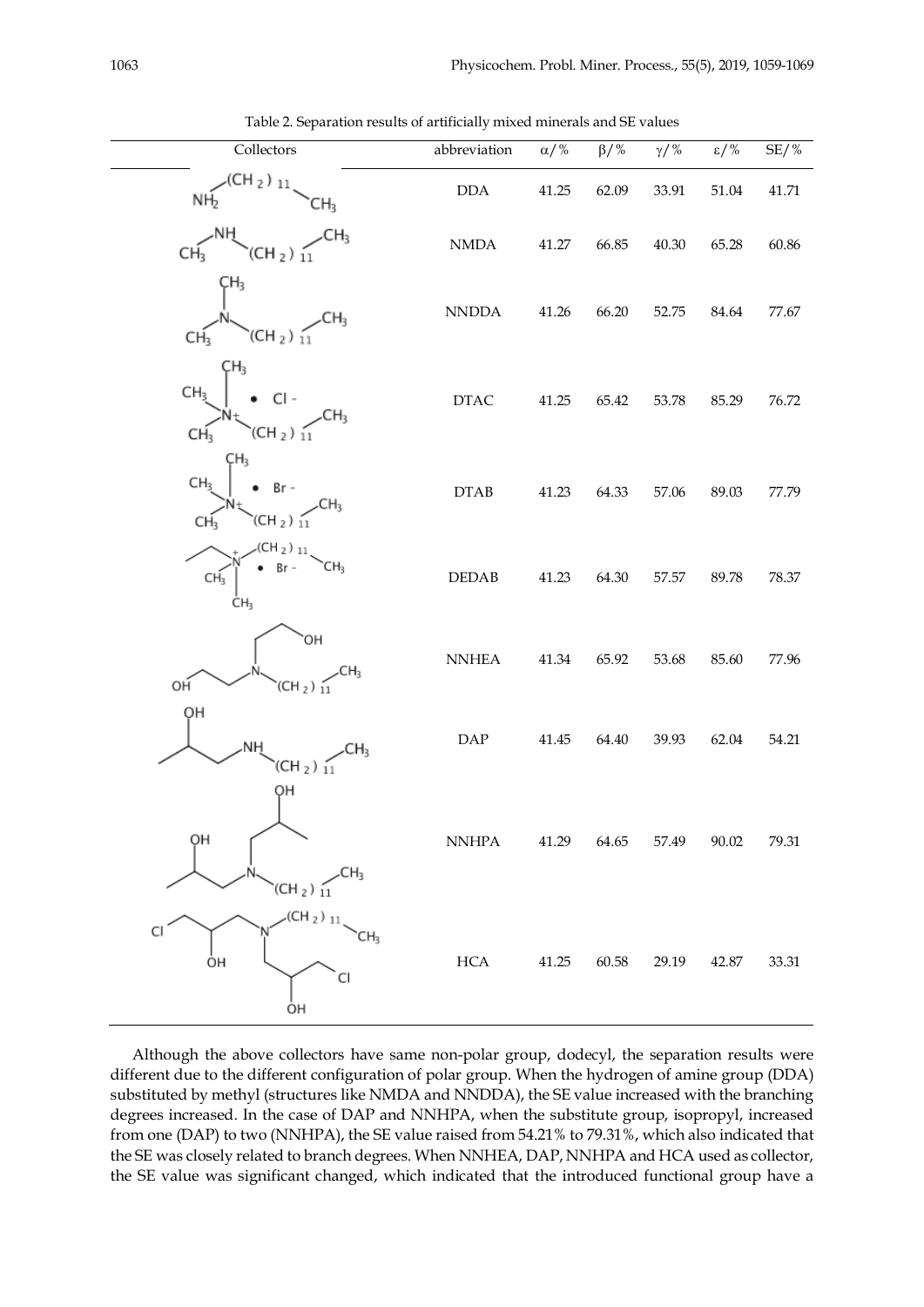Table 2. Separation results of artificially mixed minerals and SE values

| Collectors | abbreviation | α/% | β/% | γ/% | ε/% | SE/% |
|---|---|---|---|---|---|---|
| $NH_2(CH_2)_{11}CH_3$ | DDA | 41.25 | 62.09 | 33.91 | 51.04 | 41.71 |
| $CH_3NH(CH_2)_{11}CH_3$ | NMDA | 41.27 | 66.85 | 40.30 | 65.28 | 60.86 |
| $(CH_3)_2N(CH_2)_{11}CH_3$ | NNDDA | 41.26 | 66.20 | 52.75 | 84.64 | 77.67 |
| $(CH_3)_3N^+(CH_2)_{11}CH_3 \cdot Cl^-$ | DTAC | 41.25 | 65.42 | 53.78 | 85.29 | 76.72 |
| $(CH_3)_3N^+(CH_2)_{11}CH_3 \cdot Br^-$ | DTAB | 41.23 | 64.33 | 57.06 | 89.03 | 77.79 |
| $C_2H_5(CH_3)_2N^+(CH_2)_{11}CH_3 \cdot Br^-$ | DEDAB | 41.23 | 64.30 | 57.57 | 89.78 | 78.37 |
| $(HOCH_2CH_2)_2N(CH_2)_{11}CH_3$ | NNHEA | 41.34 | 65.92 | 53.68 | 85.60 | 77.96 |
| $CH_3CH(OH)CH_2NH(CH_2)_{11}CH_3$ | DAP | 41.45 | 64.40 | 39.93 | 62.04 | 54.21 |
| $(CH_3CH(OH)CH_2)_2N(CH_2)_{11}CH_3$ | NNHPA | 41.29 | 64.65 | 57.49 | 90.02 | 79.31 |
| $(ClCH_2CH(OH)CH_2)_2N(CH_2)_{11}CH_3$ | HCA | 41.25 | 60.58 | 29.19 | 42.87 | 33.31 |

Although the above collectors have same non-polar group, dodecyl, the separation results were different due to the different configuration of polar group. When the hydrogen of amine group (DDA) substituted by methyl (structures like NMDA and NNDDA), the SE value increased with the branching degrees increased. In the case of DAP and NNHPA, when the substitute group, isopropyl, increased from one (DAP) to two (NNHPA), the SE value raised from 54.21% to 79.31%, which also indicated that the SE was closely related to branch degrees. When NNHEA, DAP, NNHPA and HCA used as collector, the SE value was significant changed, which indicated that the introduced functional group have a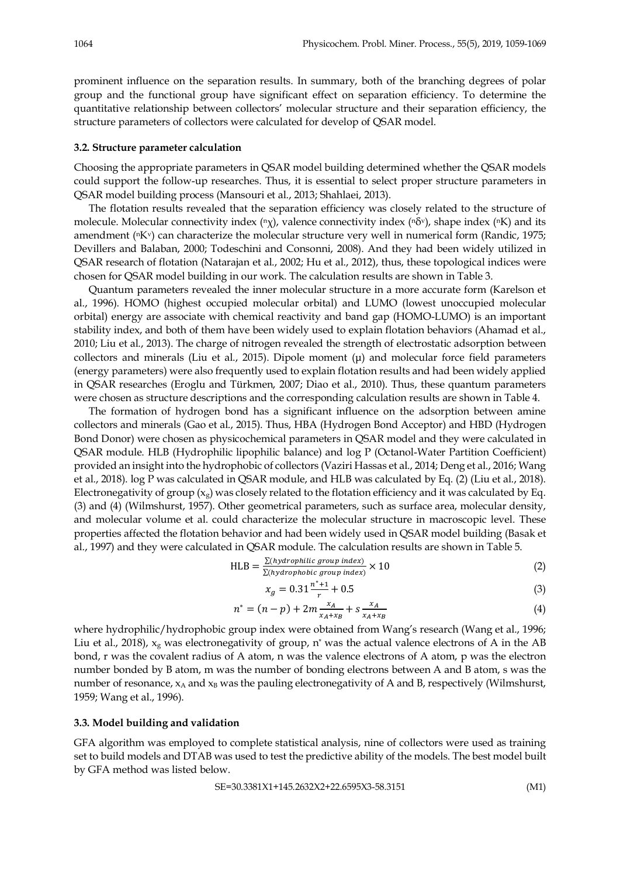prominent influence on the separation results. In summary, both of the branching degrees of polar group and the functional group have significant effect on separation efficiency. To determine the quantitative relationship between collectors' molecular structure and their separation efficiency, the structure parameters of collectors were calculated for develop of QSAR model.

### 3.2. Structure parameter calculation

Choosing the appropriate parameters in QSAR model building determined whether the QSAR models could support the follow-up researches. Thus, it is essential to select proper structure parameters in QSAR model building process (Mansouri et al., 2013; Shahlaei, 2013).

The flotation results revealed that the separation efficiency was closely related to the structure of molecule. Molecular connectivity index ($^n\chi$), valence connectivity index ($^n\delta^v$), shape index ($^nK$) and its amendment ($^nK^v$) can characterize the molecular structure very well in numerical form (Randic, 1975; Devillers and Balaban, 2000; Todeschini and Consonni, 2008). And they had been widely utilized in QSAR research of flotation (Natarajan et al., 2002; Hu et al., 2012), thus, these topological indices were chosen for QSAR model building in our work. The calculation results are shown in Table 3.

Quantum parameters revealed the inner molecular structure in a more accurate form (Karelson et al., 1996). HOMO (highest occupied molecular orbital) and LUMO (lowest unoccupied molecular orbital) energy are associate with chemical reactivity and band gap (HOMO-LUMO) is an important stability index, and both of them have been widely used to explain flotation behaviors (Ahamad et al., 2010; Liu et al., 2013). The charge of nitrogen revealed the strength of electrostatic adsorption between collectors and minerals (Liu et al., 2015). Dipole moment (μ) and molecular force field parameters (energy parameters) were also frequently used to explain flotation results and had been widely applied in QSAR researches (Eroglu and Türkmen, 2007; Diao et al., 2010). Thus, these quantum parameters were chosen as structure descriptions and the corresponding calculation results are shown in Table 4.

The formation of hydrogen bond has a significant influence on the adsorption between amine collectors and minerals (Gao et al., 2015). Thus, HBA (Hydrogen Bond Acceptor) and HBD (Hydrogen Bond Donor) were chosen as physicochemical parameters in QSAR model and they were calculated in QSAR module. HLB (Hydrophilic lipophilic balance) and log P (Octanol-Water Partition Coefficient) provided an insight into the hydrophobic of collectors (Vaziri Hassas et al., 2014; Deng et al., 2016; Wang et al., 2018). log P was calculated in QSAR module, and HLB was calculated by Eq. (2) (Liu et al., 2018). Electronegativity of group ($x_g$) was closely related to the flotation efficiency and it was calculated by Eq. (3) and (4) (Wilmshurst, 1957). Other geometrical parameters, such as surface area, molecular density, and molecular volume et al. could characterize the molecular structure in macroscopic level. These properties affected the flotation behavior and had been widely used in QSAR model building (Basak et al., 1997) and they were calculated in QSAR module. The calculation results are shown in Table 5.

$$\text{HLB} = \frac{\sum(\textit{hydrophilic group index})}{\sum(\textit{hydrophobic group index})} \times 10 \tag{2}$$

$$x_g = 0.31\frac{n^*+1}{r} + 0.5 \tag{3}$$

$$n^* = (n-p) + 2m\frac{x_A}{x_A+x_B} + s\frac{x_A}{x_A+x_B} \tag{4}$$

where hydrophilic/hydrophobic group index were obtained from Wang's research (Wang et al., 1996; Liu et al., 2018), $x_g$ was electronegativity of group, $n^*$ was the actual valence electrons of A in the AB bond, r was the covalent radius of A atom, n was the valence electrons of A atom, p was the electron number bonded by B atom, m was the number of bonding electrons between A and B atom, s was the number of resonance, $x_A$ and $x_B$ was the pauling electronegativity of A and B, respectively (Wilmshurst, 1959; Wang et al., 1996).

### 3.3. Model building and validation

GFA algorithm was employed to complete statistical analysis, nine of collectors were used as training set to build models and DTAB was used to test the predictive ability of the models. The best model built by GFA method was listed below.

$$\text{SE}=30.3381\text{X1}+145.2632\text{X2}+22.6595\text{X3}-58.3151 \tag{M1}$$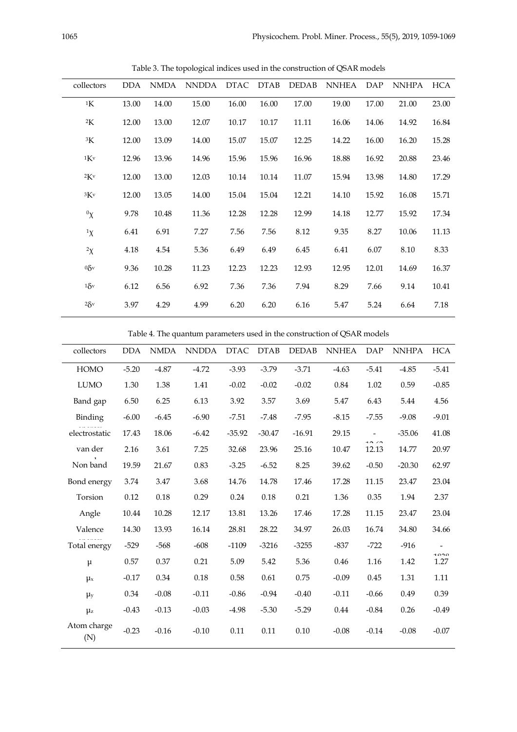Table 3. The topological indices used in the construction of QSAR models

| collectors | DDA | NMDA | NNDDA | DTAC | DTAB | DEDAB | NNHEA | DAP | NNHPA | HCA |
|---|---|---|---|---|---|---|---|---|---|---|
| $^1K$ | 13.00 | 14.00 | 15.00 | 16.00 | 16.00 | 17.00 | 19.00 | 17.00 | 21.00 | 23.00 |
| $^2K$ | 12.00 | 13.00 | 12.07 | 10.17 | 10.17 | 11.11 | 16.06 | 14.06 | 14.92 | 16.84 |
| $^3K$ | 12.00 | 13.09 | 14.00 | 15.07 | 15.07 | 12.25 | 14.22 | 16.00 | 16.20 | 15.28 |
| $^1K^v$ | 12.96 | 13.96 | 14.96 | 15.96 | 15.96 | 16.96 | 18.88 | 16.92 | 20.88 | 23.46 |
| $^2K^v$ | 12.00 | 13.00 | 12.03 | 10.14 | 10.14 | 11.07 | 15.94 | 13.98 | 14.80 | 17.29 |
| $^3K^v$ | 12.00 | 13.05 | 14.00 | 15.04 | 15.04 | 12.21 | 14.10 | 15.92 | 16.08 | 15.71 |
| $^0\chi$ | 9.78 | 10.48 | 11.36 | 12.28 | 12.28 | 12.99 | 14.18 | 12.77 | 15.92 | 17.34 |
| $^1\chi$ | 6.41 | 6.91 | 7.27 | 7.56 | 7.56 | 8.12 | 9.35 | 8.27 | 10.06 | 11.13 |
| $^2\chi$ | 4.18 | 4.54 | 5.36 | 6.49 | 6.49 | 6.45 | 6.41 | 6.07 | 8.10 | 8.33 |
| $^0\delta^v$ | 9.36 | 10.28 | 11.23 | 12.23 | 12.23 | 12.93 | 12.95 | 12.01 | 14.69 | 16.37 |
| $^1\delta^v$ | 6.12 | 6.56 | 6.92 | 7.36 | 7.36 | 7.94 | 8.29 | 7.66 | 9.14 | 10.41 |
| $^2\delta^v$ | 3.97 | 4.29 | 4.99 | 6.20 | 6.20 | 6.16 | 5.47 | 5.24 | 6.64 | 7.18 |

Table 4. The quantum parameters used in the construction of QSAR models

| collectors | DDA | NMDA | NNDDA | DTAC | DTAB | DEDAB | NNHEA | DAP | NNHPA | HCA |
|---|---|---|---|---|---|---|---|---|---|---|
| HOMO | -5.20 | -4.87 | -4.72 | -3.93 | -3.79 | -3.71 | -4.63 | -5.41 | -4.85 | -5.41 |
| LUMO | 1.30 | 1.38 | 1.41 | -0.02 | -0.02 | -0.02 | 0.84 | 1.02 | 0.59 | -0.85 |
| Band gap | 6.50 | 6.25 | 6.13 | 3.92 | 3.57 | 3.69 | 5.47 | 6.43 | 5.44 | 4.56 |
| Binding | -6.00 | -6.45 | -6.90 | -7.51 | -7.48 | -7.95 | -8.15 | -7.55 | -9.08 | -9.01 |
| electrostatic | 17.43 | 18.06 | -6.42 | -35.92 | -30.47 | -16.91 | 29.15 | -12.62 | -35.06 | 41.08 |
| van der | 2.16 | 3.61 | 7.25 | 32.68 | 23.96 | 25.16 | 10.47 | 12.13 | 14.77 | 20.97 |
| Non band | 19.59 | 21.67 | 0.83 | -3.25 | -6.52 | 8.25 | 39.62 | -0.50 | -20.30 | 62.97 |
| Bond energy | 3.74 | 3.47 | 3.68 | 14.76 | 14.78 | 17.46 | 17.28 | 11.15 | 23.47 | 23.04 |
| Torsion | 0.12 | 0.18 | 0.29 | 0.24 | 0.18 | 0.21 | 1.36 | 0.35 | 1.94 | 2.37 |
| Angle | 10.44 | 10.28 | 12.17 | 13.81 | 13.26 | 17.46 | 17.28 | 11.15 | 23.47 | 23.04 |
| Valence | 14.30 | 13.93 | 16.14 | 28.81 | 28.22 | 34.97 | 26.03 | 16.74 | 34.80 | 34.66 |
| Total energy | -529 | -568 | -608 | -1109 | -3216 | -3255 | -837 | -722 | -916 | -1828 |
| $\mu$ | 0.57 | 0.37 | 0.21 | 5.09 | 5.42 | 5.36 | 0.46 | 1.16 | 1.42 | 1.27 |
| $\mu_x$ | -0.17 | 0.34 | 0.18 | 0.58 | 0.61 | 0.75 | -0.09 | 0.45 | 1.31 | 1.11 |
| $\mu_y$ | 0.34 | -0.08 | -0.11 | -0.86 | -0.94 | -0.40 | -0.11 | -0.66 | 0.49 | 0.39 |
| $\mu_z$ | -0.43 | -0.13 | -0.03 | -4.98 | -5.30 | -5.29 | 0.44 | -0.84 | 0.26 | -0.49 |
| Atom charge (N) | -0.23 | -0.16 | -0.10 | 0.11 | 0.11 | 0.10 | -0.08 | -0.14 | -0.08 | -0.07 |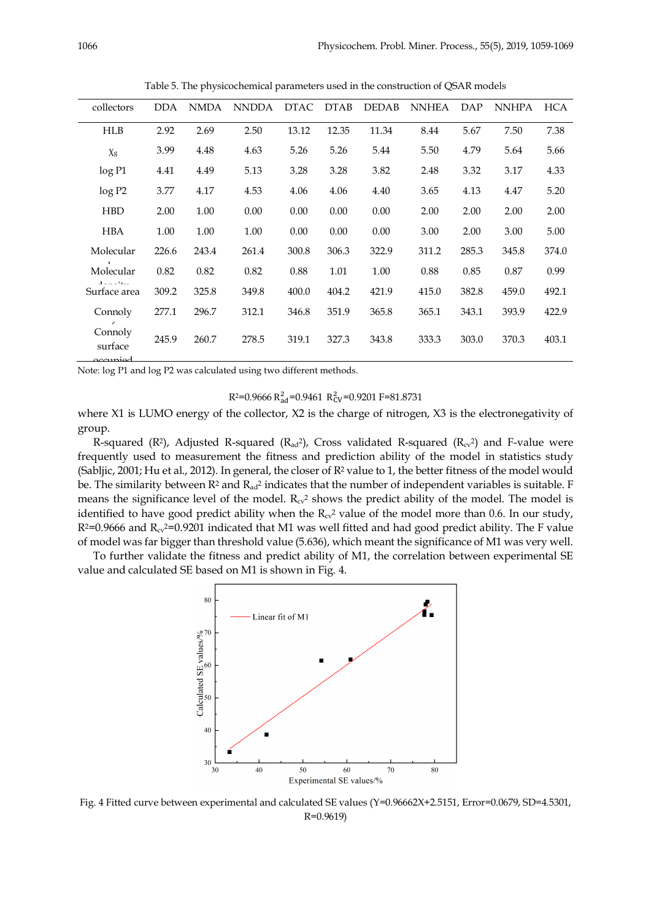Table 5. The physicochemical parameters used in the construction of QSAR models

| collectors | DDA | NMDA | NNDDA | DTAC | DTAB | DEDAB | NNHEA | DAP | NNHPA | HCA |
|---|---|---|---|---|---|---|---|---|---|---|
| HLB | 2.92 | 2.69 | 2.50 | 13.12 | 12.35 | 11.34 | 8.44 | 5.67 | 7.50 | 7.38 |
| $\chi_g$ | 3.99 | 4.48 | 4.63 | 5.26 | 5.26 | 5.44 | 5.50 | 4.79 | 5.64 | 5.66 |
| log P1 | 4.41 | 4.49 | 5.13 | 3.28 | 3.28 | 3.82 | 2.48 | 3.32 | 3.17 | 4.33 |
| log P2 | 3.77 | 4.17 | 4.53 | 4.06 | 4.06 | 4.40 | 3.65 | 4.13 | 4.47 | 5.20 |
| HBD | 2.00 | 1.00 | 0.00 | 0.00 | 0.00 | 0.00 | 2.00 | 2.00 | 2.00 | 2.00 |
| HBA | 1.00 | 1.00 | 1.00 | 0.00 | 0.00 | 0.00 | 3.00 | 2.00 | 3.00 | 5.00 |
| Molecular weight | 226.6 | 243.4 | 261.4 | 300.8 | 306.3 | 322.9 | 311.2 | 285.3 | 345.8 | 374.0 |
| Molecular density | 0.82 | 0.82 | 0.82 | 0.88 | 1.01 | 1.00 | 0.88 | 0.85 | 0.87 | 0.99 |
| Surface area | 309.2 | 325.8 | 349.8 | 400.0 | 404.2 | 421.9 | 415.0 | 382.8 | 459.0 | 492.1 |
| Connoly surface | 277.1 | 296.7 | 312.1 | 346.8 | 351.9 | 365.8 | 365.1 | 343.1 | 393.9 | 422.9 |
| Connoly surface occupied | 245.9 | 260.7 | 278.5 | 319.1 | 327.3 | 343.8 | 333.3 | 303.0 | 370.3 | 403.1 |

Note: log P1 and log P2 was calculated using two different methods.

$$R^2=0.9666 \ R_{ad}^2=0.9461 \ R_{CV}^2=0.9201 \ F=81.8731$$

where X1 is LUMO energy of the collector, X2 is the charge of nitrogen, X3 is the electronegativity of group.

R-squared ($R^2$), Adjusted R-squared ($R_{ad}^2$), Cross validated R-squared ($R_{cv}^2$) and F-value were frequently used to measurement the fitness and prediction ability of the model in statistics study (Sabljic, 2001; Hu et al., 2012). In general, the closer of $R^2$ value to 1, the better fitness of the model would be. The similarity between $R^2$ and $R_{ad}^2$ indicates that the number of independent variables is suitable. F means the significance level of the model. $R_{cv}^2$ shows the predict ability of the model. The model is identified to have good predict ability when the $R_{cv}^2$ value of the model more than 0.6. In our study, $R^2=0.9666$ and $R_{cv}^2=0.9201$ indicated that M1 was well fitted and had good predict ability. The F value of model was far bigger than threshold value (5.636), which meant the significance of M1 was very well.

To further validate the fitness and predict ability of M1, the correlation between experimental SE value and calculated SE based on M1 is shown in Fig. 4.

Fig. 4 Fitted curve between experimental and calculated SE values (Y=0.96662X+2.5151, Error=0.0679, SD=4.5301, R=0.9619)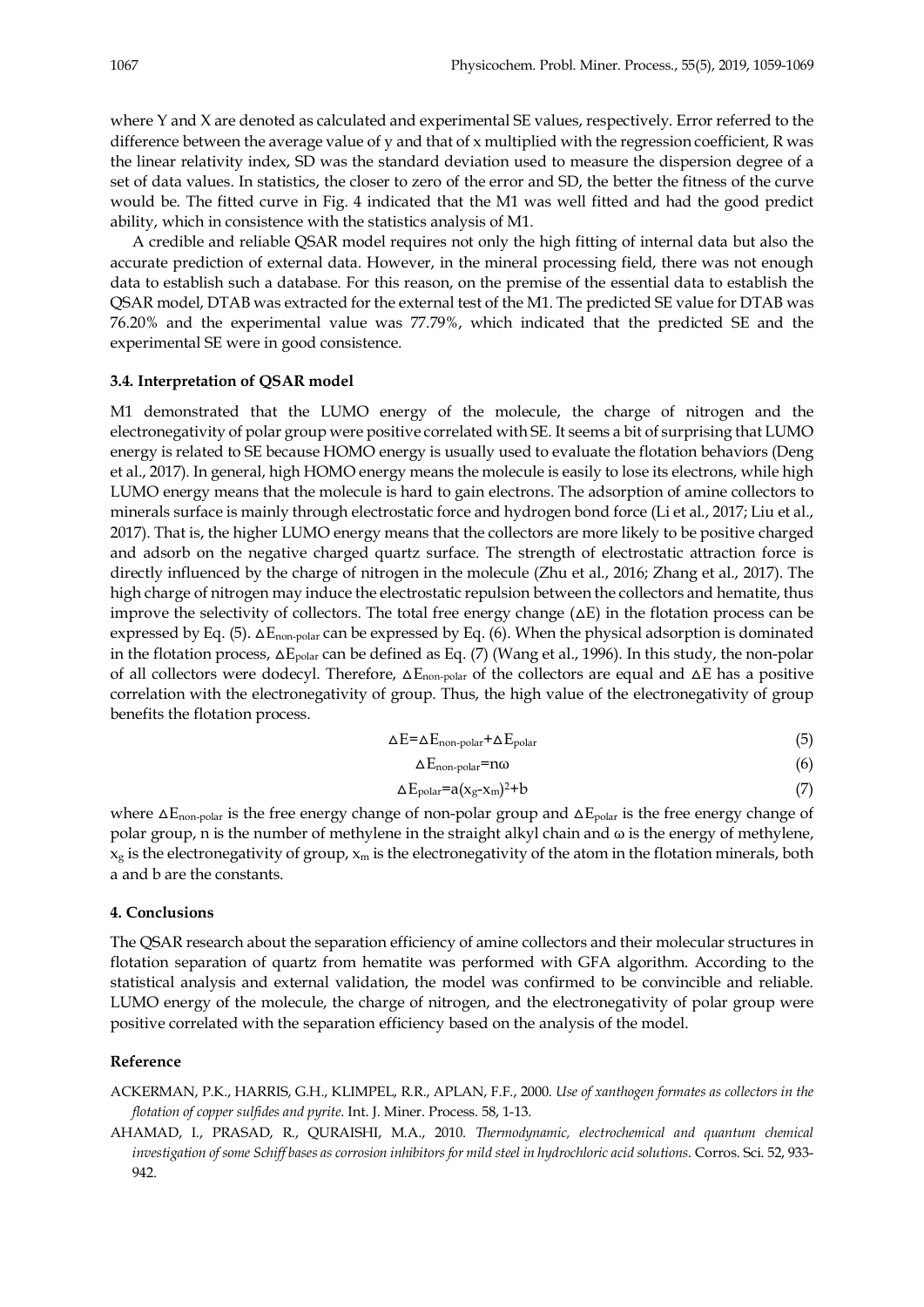where Y and X are denoted as calculated and experimental SE values, respectively. Error referred to the difference between the average value of y and that of x multiplied with the regression coefficient, R was the linear relativity index, SD was the standard deviation used to measure the dispersion degree of a set of data values. In statistics, the closer to zero of the error and SD, the better the fitness of the curve would be. The fitted curve in Fig. 4 indicated that the M1 was well fitted and had the good predict ability, which in consistence with the statistics analysis of M1.

A credible and reliable QSAR model requires not only the high fitting of internal data but also the accurate prediction of external data. However, in the mineral processing field, there was not enough data to establish such a database. For this reason, on the premise of the essential data to establish the QSAR model, DTAB was extracted for the external test of the M1. The predicted SE value for DTAB was 76.20% and the experimental value was 77.79%, which indicated that the predicted SE and the experimental SE were in good consistence.

### 3.4. Interpretation of QSAR model

M1 demonstrated that the LUMO energy of the molecule, the charge of nitrogen and the electronegativity of polar group were positive correlated with SE. It seems a bit of surprising that LUMO energy is related to SE because HOMO energy is usually used to evaluate the flotation behaviors (Deng et al., 2017). In general, high HOMO energy means the molecule is easily to lose its electrons, while high LUMO energy means that the molecule is hard to gain electrons. The adsorption of amine collectors to minerals surface is mainly through electrostatic force and hydrogen bond force (Li et al., 2017; Liu et al., 2017). That is, the higher LUMO energy means that the collectors are more likely to be positive charged and adsorb on the negative charged quartz surface. The strength of electrostatic attraction force is directly influenced by the charge of nitrogen in the molecule (Zhu et al., 2016; Zhang et al., 2017). The high charge of nitrogen may induce the electrostatic repulsion between the collectors and hematite, thus improve the selectivity of collectors. The total free energy change ($\Delta E$) in the flotation process can be expressed by Eq. (5). $\Delta E_{non\text{-}polar}$ can be expressed by Eq. (6). When the physical adsorption is dominated in the flotation process, $\Delta E_{polar}$ can be defined as Eq. (7) (Wang et al., 1996). In this study, the non-polar of all collectors were dodecyl. Therefore, $\Delta E_{non\text{-}polar}$ of the collectors are equal and $\Delta E$ has a positive correlation with the electronegativity of group. Thus, the high value of the electronegativity of group benefits the flotation process.

$$\Delta E=\Delta E_{non\text{-}polar}+\Delta E_{polar} \tag{5}$$

$$\Delta E_{non\text{-}polar}=n\omega \tag{6}$$

$$\Delta E_{polar}=a(x_g-x_m)^2+b \tag{7}$$

where $\Delta E_{non\text{-}polar}$ is the free energy change of non-polar group and $\Delta E_{polar}$ is the free energy change of polar group, n is the number of methylene in the straight alkyl chain and $\omega$ is the energy of methylene, $x_g$ is the electronegativity of group, $x_m$ is the electronegativity of the atom in the flotation minerals, both a and b are the constants.

## 4. Conclusions

The QSAR research about the separation efficiency of amine collectors and their molecular structures in flotation separation of quartz from hematite was performed with GFA algorithm. According to the statistical analysis and external validation, the model was confirmed to be convincible and reliable. LUMO energy of the molecule, the charge of nitrogen, and the electronegativity of polar group were positive correlated with the separation efficiency based on the analysis of the model.

## Reference

ACKERMAN, P.K., HARRIS, G.H., KLIMPEL, R.R., APLAN, F.F., 2000. *Use of xanthogen formates as collectors in the flotation of copper sulfides and pyrite*. Int. J. Miner. Process. 58, 1-13.

AHAMAD, I., PRASAD, R., QURAISHI, M.A., 2010. *Thermodynamic, electrochemical and quantum chemical investigation of some Schiff bases as corrosion inhibitors for mild steel in hydrochloric acid solutions*. Corros. Sci. 52, 933-942.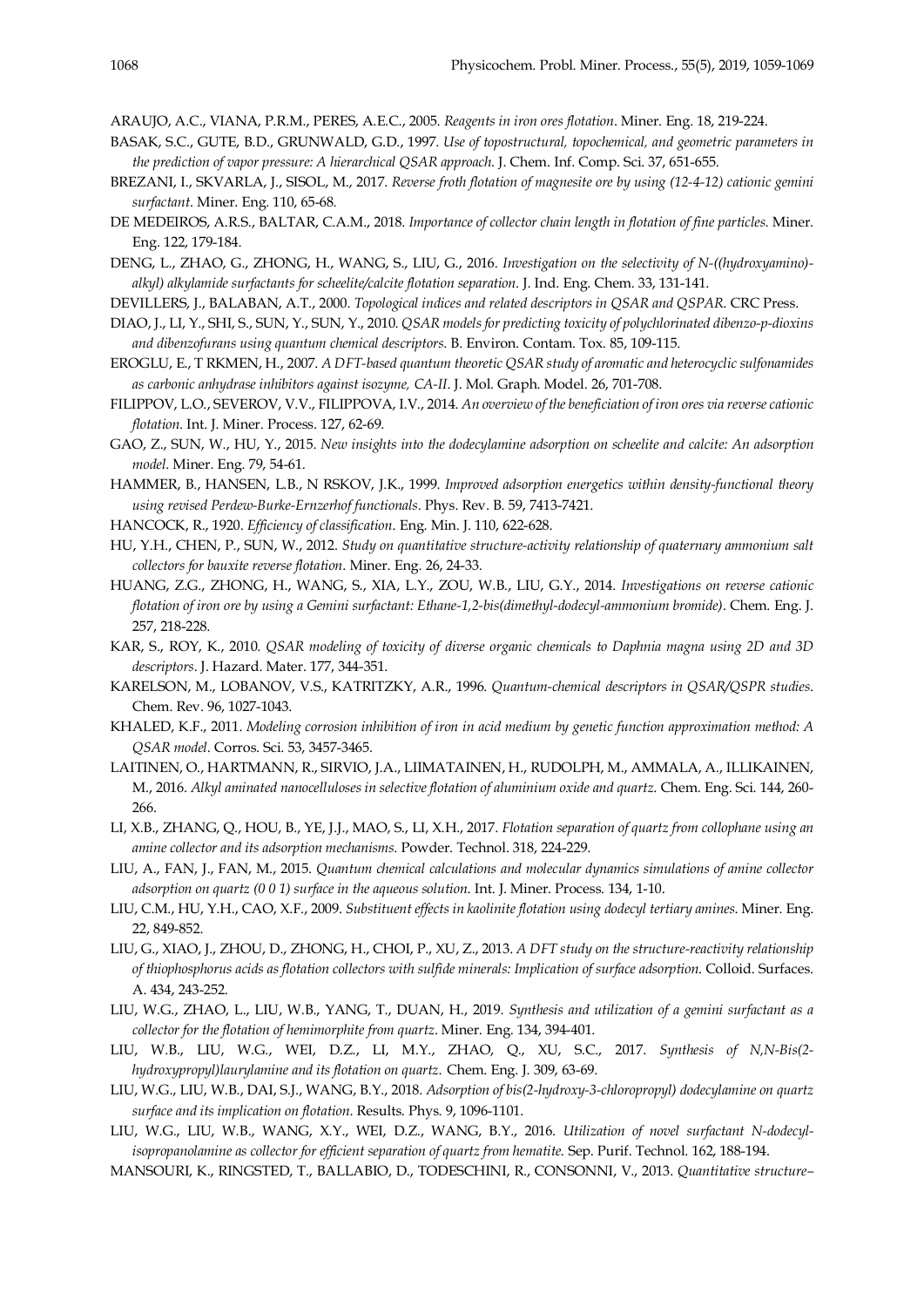ARAUJO, A.C., VIANA, P.R.M., PERES, A.E.C., 2005. *Reagents in iron ores flotation*. Miner. Eng. 18, 219-224.

BASAK, S.C., GUTE, B.D., GRUNWALD, G.D., 1997. *Use of topostructural, topochemical, and geometric parameters in the prediction of vapor pressure: A hierarchical QSAR approach*. J. Chem. Inf. Comp. Sci. 37, 651-655.

BREZANI, I., SKVARLA, J., SISOL, M., 2017. *Reverse froth flotation of magnesite ore by using (12-4-12) cationic gemini surfactant*. Miner. Eng. 110, 65-68.

DE MEDEIROS, A.R.S., BALTAR, C.A.M., 2018. *Importance of collector chain length in flotation of fine particles.* Miner. Eng. 122, 179-184.

DENG, L., ZHAO, G., ZHONG, H., WANG, S., LIU, G., 2016. *Investigation on the selectivity of N-((hydroxyamino)-alkyl) alkylamide surfactants for scheelite/calcite flotation separation*. J. Ind. Eng. Chem. 33, 131-141.

DEVILLERS, J., BALABAN, A.T., 2000. *Topological indices and related descriptors in QSAR and QSPAR*. CRC Press.

DIAO, J., LI, Y., SHI, S., SUN, Y., SUN, Y., 2010. *QSAR models for predicting toxicity of polychlorinated dibenzo-p-dioxins and dibenzofurans using quantum chemical descriptors*. B. Environ. Contam. Tox. 85, 109-115.

EROGLU, E., T RKMEN, H., 2007. *A DFT-based quantum theoretic QSAR study of aromatic and heterocyclic sulfonamides as carbonic anhydrase inhibitors against isozyme, CA-II*. J. Mol. Graph. Model. 26, 701-708.

FILIPPOV, L.O., SEVEROV, V.V., FILIPPOVA, I.V., 2014. *An overview of the beneficiation of iron ores via reverse cationic flotation*. Int. J. Miner. Process. 127, 62-69.

GAO, Z., SUN, W., HU, Y., 2015. *New insights into the dodecylamine adsorption on scheelite and calcite: An adsorption model*. Miner. Eng. 79, 54-61.

HAMMER, B., HANSEN, L.B., N RSKOV, J.K., 1999. *Improved adsorption energetics within density-functional theory using revised Perdew-Burke-Ernzerhof functionals*. Phys. Rev. B. 59, 7413-7421.

HANCOCK, R., 1920. *Efficiency of classification*. Eng. Min. J. 110, 622-628.

HU, Y.H., CHEN, P., SUN, W., 2012. *Study on quantitative structure-activity relationship of quaternary ammonium salt collectors for bauxite reverse flotation*. Miner. Eng. 26, 24-33.

HUANG, Z.G., ZHONG, H., WANG, S., XIA, L.Y., ZOU, W.B., LIU, G.Y., 2014. *Investigations on reverse cationic flotation of iron ore by using a Gemini surfactant: Ethane-1,2-bis(dimethyl-dodecyl-ammonium bromide)*. Chem. Eng. J. 257, 218-228.

KAR, S., ROY, K., 2010. *QSAR modeling of toxicity of diverse organic chemicals to Daphnia magna using 2D and 3D descriptors*. J. Hazard. Mater. 177, 344-351.

KARELSON, M., LOBANOV, V.S., KATRITZKY, A.R., 1996. *Quantum-chemical descriptors in QSAR/QSPR studies*. Chem. Rev. 96, 1027-1043.

KHALED, K.F., 2011. *Modeling corrosion inhibition of iron in acid medium by genetic function approximation method: A QSAR model*. Corros. Sci. 53, 3457-3465.

LAITINEN, O., HARTMANN, R., SIRVIO, J.A., LIIMATAINEN, H., RUDOLPH, M., AMMALA, A., ILLIKAINEN, M., 2016. *Alkyl aminated nanocelluloses in selective flotation of aluminium oxide and quartz*. Chem. Eng. Sci. 144, 260-266.

LI, X.B., ZHANG, Q., HOU, B., YE, J.J., MAO, S., LI, X.H., 2017. *Flotation separation of quartz from collophane using an amine collector and its adsorption mechanisms.* Powder. Technol. 318, 224-229.

LIU, A., FAN, J., FAN, M., 2015. *Quantum chemical calculations and molecular dynamics simulations of amine collector adsorption on quartz (0 0 1) surface in the aqueous solution*. Int. J. Miner. Process. 134, 1-10.

LIU, C.M., HU, Y.H., CAO, X.F., 2009. *Substituent effects in kaolinite flotation using dodecyl tertiary amines*. Miner. Eng. 22, 849-852.

LIU, G., XIAO, J., ZHOU, D., ZHONG, H., CHOI, P., XU, Z., 2013. *A DFT study on the structure-reactivity relationship of thiophosphorus acids as flotation collectors with sulfide minerals: Implication of surface adsorption*. Colloid. Surfaces. A. 434, 243-252.

LIU, W.G., ZHAO, L., LIU, W.B., YANG, T., DUAN, H., 2019. *Synthesis and utilization of a gemini surfactant as a collector for the flotation of hemimorphite from quartz*. Miner. Eng. 134, 394-401.

LIU, W.B., LIU, W.G., WEI, D.Z., LI, M.Y., ZHAO, Q., XU, S.C., 2017. *Synthesis of N,N-Bis(2-hydroxypropyl)laurylamine and its flotation on quartz*. Chem. Eng. J. 309, 63-69.

LIU, W.G., LIU, W.B., DAI, S.J., WANG, B.Y., 2018. *Adsorption of bis(2-hydroxy-3-chloropropyl) dodecylamine on quartz surface and its implication on flotation*. Results. Phys. 9, 1096-1101.

LIU, W.G., LIU, W.B., WANG, X.Y., WEI, D.Z., WANG, B.Y., 2016. *Utilization of novel surfactant N-dodecyl-isopropanolamine as collector for efficient separation of quartz from hematite*. Sep. Purif. Technol. 162, 188-194.

MANSOURI, K., RINGSTED, T., BALLABIO, D., TODESCHINI, R., CONSONNI, V., 2013. *Quantitative structure–*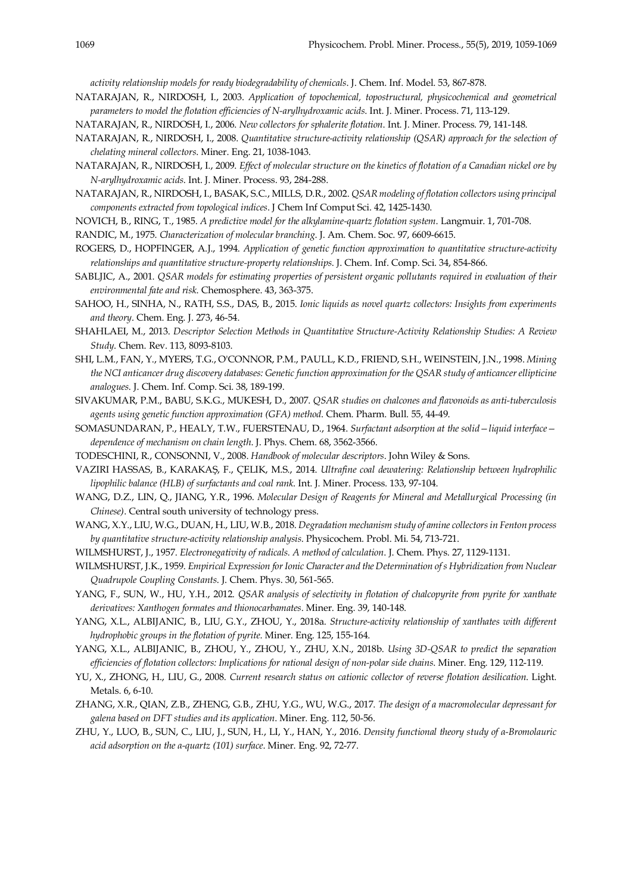*activity relationship models for ready biodegradability of chemicals*. J. Chem. Inf. Model. 53, 867-878.

NATARAJAN, R., NIRDOSH, I., 2003. *Application of topochemical, topostructural, physicochemical and geometrical parameters to model the flotation efficiencies of N-arylhydroxamic acids*. Int. J. Miner. Process. 71, 113-129.

NATARAJAN, R., NIRDOSH, I., 2006. *New collectors for sphalerite flotation*. Int. J. Miner. Process. 79, 141-148.

NATARAJAN, R., NIRDOSH, I., 2008. *Quantitative structure-activity relationship (QSAR) approach for the selection of chelating mineral collectors*. Miner. Eng. 21, 1038-1043.

NATARAJAN, R., NIRDOSH, I., 2009. *Effect of molecular structure on the kinetics of flotation of a Canadian nickel ore by N-arylhydroxamic acids*. Int. J. Miner. Process. 93, 284-288.

NATARAJAN, R., NIRDOSH, I., BASAK, S.C., MILLS, D.R., 2002. *QSAR modeling of flotation collectors using principal components extracted from topological indices*. J Chem Inf Comput Sci. 42, 1425-1430.

NOVICH, B., RING, T., 1985. *A predictive model for the alkylamine-quartz flotation system*. Langmuir. 1, 701-708.

RANDIC, M., 1975. *Characterization of molecular branching*. J. Am. Chem. Soc. 97, 6609-6615.

ROGERS, D., HOPFINGER, A.J., 1994. *Application of genetic function approximation to quantitative structure-activity relationships and quantitative structure-property relationships*. J. Chem. Inf. Comp. Sci. 34, 854-866.

SABLJIC, A., 2001. *QSAR models for estimating properties of persistent organic pollutants required in evaluation of their environmental fate and risk*. Chemosphere. 43, 363-375.

SAHOO, H., SINHA, N., RATH, S.S., DAS, B., 2015. *Ionic liquids as novel quartz collectors: Insights from experiments and theory*. Chem. Eng. J. 273, 46-54.

SHAHLAEI, M., 2013. *Descriptor Selection Methods in Quantitative Structure-Activity Relationship Studies: A Review Study*. Chem. Rev. 113, 8093-8103.

SHI, L.M., FAN, Y., MYERS, T.G., O'CONNOR, P.M., PAULL, K.D., FRIEND, S.H., WEINSTEIN, J.N., 1998. *Mining the NCI anticancer drug discovery databases: Genetic function approximation for the QSAR study of anticancer ellipticine analogues*. J. Chem. Inf. Comp. Sci. 38, 189-199.

SIVAKUMAR, P.M., BABU, S.K.G., MUKESH, D., 2007. *QSAR studies on chalcones and flavonoids as anti-tuberculosis agents using genetic function approximation (GFA) method*. Chem. Pharm. Bull. 55, 44-49.

SOMASUNDARAN, P., HEALY, T.W., FUERSTENAU, D., 1964. *Surfactant adsorption at the solid—liquid interface—dependence of mechanism on chain length*. J. Phys. Chem. 68, 3562-3566.

TODESCHINI, R., CONSONNI, V., 2008. *Handbook of molecular descriptors*. John Wiley & Sons.

VAZIRI HASSAS, B., KARAKAŞ, F., ÇELIK, M.S., 2014. *Ultrafine coal dewatering: Relationship between hydrophilic lipophilic balance (HLB) of surfactants and coal rank*. Int. J. Miner. Process. 133, 97-104.

WANG, D.Z., LIN, Q., JIANG, Y.R., 1996. *Molecular Design of Reagents for Mineral and Metallurgical Processing (in Chinese)*. Central south university of technology press.

WANG, X.Y., LIU, W.G., DUAN, H., LIU, W.B., 2018. *Degradation mechanism study of amine collectors in Fenton process by quantitative structure-activity relationship analysis*. Physicochem. Probl. Mi. 54, 713-721.

WILMSHURST, J., 1957. *Electronegativity of radicals. A method of calculation*. J. Chem. Phys. 27, 1129-1131.

WILMSHURST, J.K., 1959. *Empirical Expression for Ionic Character and the Determination of s Hybridization from Nuclear Quadrupole Coupling Constants*. J. Chem. Phys. 30, 561-565.

YANG, F., SUN, W., HU, Y.H., 2012. *QSAR analysis of selectivity in flotation of chalcopyrite from pyrite for xanthate derivatives: Xanthogen formates and thionocarbamates*. Miner. Eng. 39, 140-148.

YANG, X.L., ALBIJANIC, B., LIU, G.Y., ZHOU, Y., 2018a. *Structure-activity relationship of xanthates with different hydrophobic groups in the flotation of pyrite*. Miner. Eng. 125, 155-164.

YANG, X.L., ALBIJANIC, B., ZHOU, Y., ZHOU, Y., ZHU, X.N., 2018b. *Using 3D-QSAR to predict the separation efficiencies of flotation collectors: Implications for rational design of non-polar side chains*. Miner. Eng. 129, 112-119.

YU, X., ZHONG, H., LIU, G., 2008. *Current research status on cationic collector of reverse flotation desilication*. Light. Metals. 6, 6-10.

ZHANG, X.R., QIAN, Z.B., ZHENG, G.B., ZHU, Y.G., WU, W.G., 2017. *The design of a macromolecular depressant for galena based on DFT studies and its application*. Miner. Eng. 112, 50-56.

ZHU, Y., LUO, B., SUN, C., LIU, J., SUN, H., LI, Y., HAN, Y., 2016. *Density functional theory study of a-Bromolauric acid adsorption on the a-quartz (101) surface*. Miner. Eng. 92, 72-77.